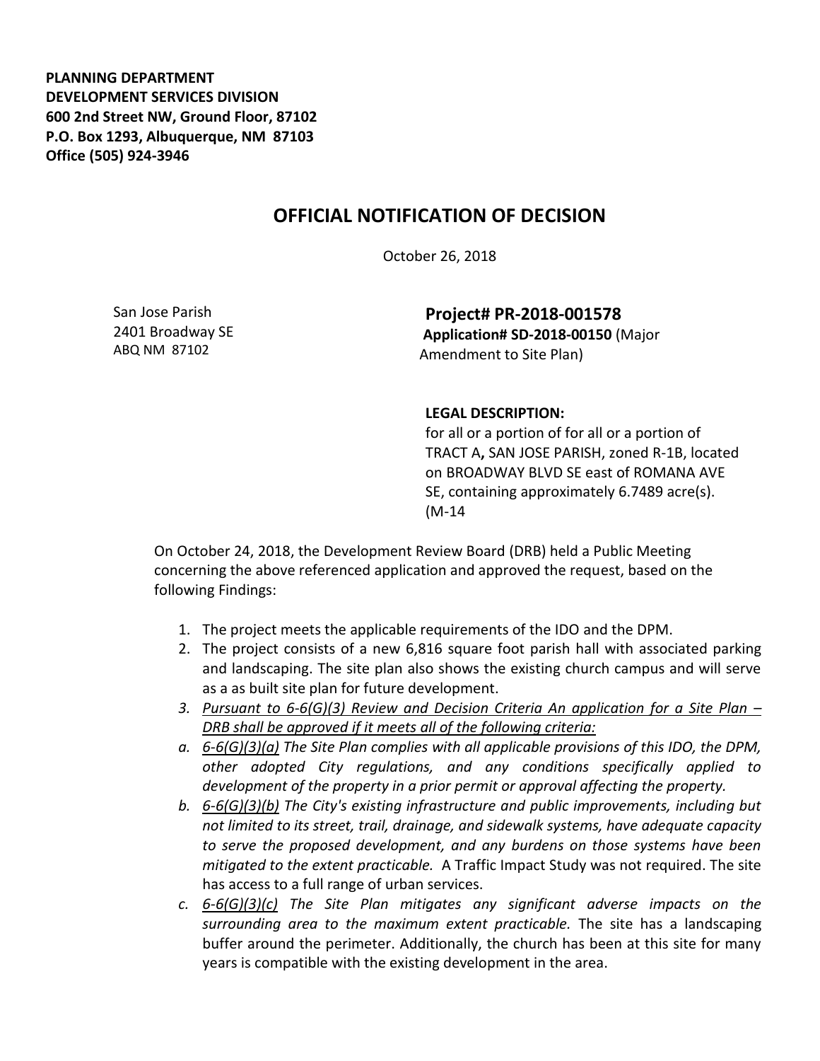**PLANNING DEPARTMENT**
**DEVELOPMENT SERVICES DIVISION**
**600 2nd Street NW, Ground Floor, 87102**
**P.O. Box 1293, Albuquerque, NM 87103**
**Office (505) 924-3946**

# OFFICIAL NOTIFICATION OF DECISION

October 26, 2018

San Jose Parish
2401 Broadway SE
ABQ NM 87102

**Project# PR-2018-001578**
**Application# SD-2018-00150** (Major Amendment to Site Plan)

**LEGAL DESCRIPTION:**
for all or a portion of for all or a portion of TRACT A**,** SAN JOSE PARISH, zoned R-1B, located on BROADWAY BLVD SE east of ROMANA AVE SE, containing approximately 6.7489 acre(s). (M-14

On October 24, 2018, the Development Review Board (DRB) held a Public Meeting concerning the above referenced application and approved the request, based on the following Findings:

1. The project meets the applicable requirements of the IDO and the DPM.
2. The project consists of a new 6,816 square foot parish hall with associated parking and landscaping. The site plan also shows the existing church campus and will serve as a as built site plan for future development.
3. *Pursuant to 6-6(G)(3) Review and Decision Criteria An application for a Site Plan – DRB shall be approved if it meets all of the following criteria:*
   a. *6-6(G)(3)(a) The Site Plan complies with all applicable provisions of this IDO, the DPM, other adopted City regulations, and any conditions specifically applied to development of the property in a prior permit or approval affecting the property.*
   b. *6-6(G)(3)(b) The City's existing infrastructure and public improvements, including but not limited to its street, trail, drainage, and sidewalk systems, have adequate capacity to serve the proposed development, and any burdens on those systems have been mitigated to the extent practicable.* A Traffic Impact Study was not required. The site has access to a full range of urban services.
   c. *6-6(G)(3)(c) The Site Plan mitigates any significant adverse impacts on the surrounding area to the maximum extent practicable.* The site has a landscaping buffer around the perimeter. Additionally, the church has been at this site for many years is compatible with the existing development in the area.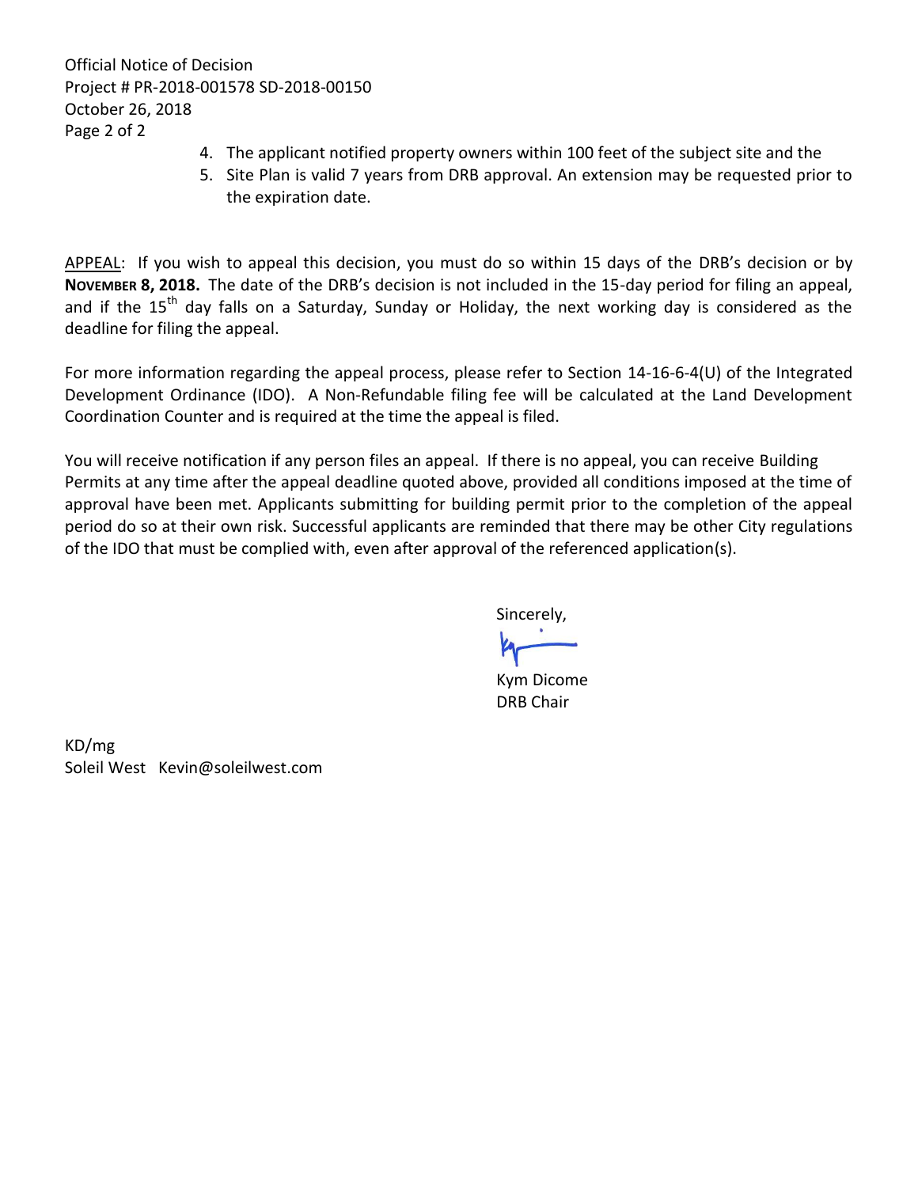4. The applicant notified property owners within 100 feet of the subject site and the
5. Site Plan is valid 7 years from DRB approval. An extension may be requested prior to the expiration date.

APPEAL: If you wish to appeal this decision, you must do so within 15 days of the DRB's decision or by **NOVEMBER 8, 2018.** The date of the DRB's decision is not included in the 15-day period for filing an appeal, and if the 15th day falls on a Saturday, Sunday or Holiday, the next working day is considered as the deadline for filing the appeal.

For more information regarding the appeal process, please refer to Section 14-16-6-4(U) of the Integrated Development Ordinance (IDO). A Non-Refundable filing fee will be calculated at the Land Development Coordination Counter and is required at the time the appeal is filed.

You will receive notification if any person files an appeal. If there is no appeal, you can receive Building Permits at any time after the appeal deadline quoted above, provided all conditions imposed at the time of approval have been met. Applicants submitting for building permit prior to the completion of the appeal period do so at their own risk. Successful applicants are reminded that there may be other City regulations of the IDO that must be complied with, even after approval of the referenced application(s).

Sincerely,

Kym Dicome
DRB Chair

KD/mg
Soleil West Kevin@soleilwest.com